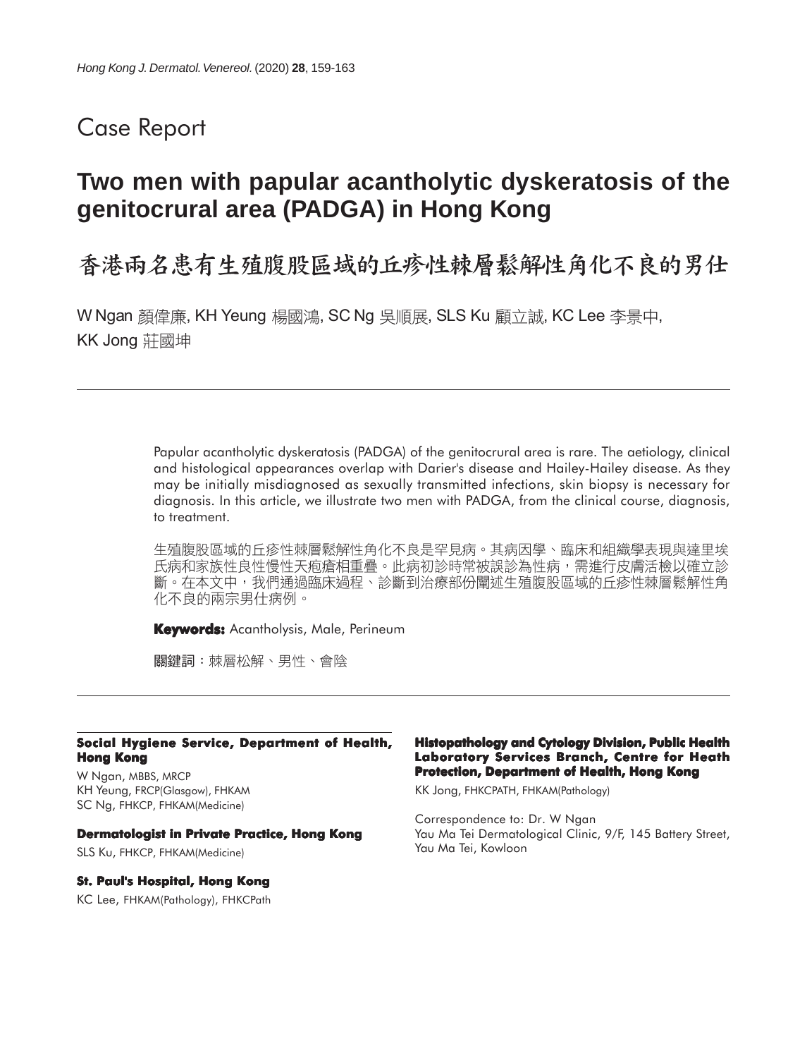Case Report

# Two men with papular acantholytic dyskeratosis of the genitocrural area (PADGA) in Hong Kong

# 香港兩名患有生殖腹股區域的丘疹性棘層鬆解性角化不良的男仕

W Ngan 顏偉廉, KH Yeung 楊國鴻, SC Ng 吳順展, SLS Ku 顧立誠, KC Lee 李景中, KK Jong 莊國坤

---

Papular acantholytic dyskeratosis (PADGA) of the genitocrural area is rare. The aetiology, clinical and histological appearances overlap with Darier's disease and Hailey-Hailey disease. As they may be initially misdiagnosed as sexually transmitted infections, skin biopsy is necessary for diagnosis. In this article, we illustrate two men with PADGA, from the clinical course, diagnosis, to treatment.

生殖腹股區域的丘疹性棘層鬆解性角化不良是罕見病。其病因學、臨床和組織學表現與達里埃氏病和家族性良性慢性天疱瘡相重疊。此病初診時常被誤診為性病，需進行皮膚活檢以確立診斷。在本文中，我們通過臨床過程、診斷到治療部份闡述生殖腹股區域的丘疹性棘層鬆解性角化不良的兩宗男仕病例。

**Keywords:** Acantholysis, Male, Perineum

**關鍵詞**：棘層松解、男性、會陰

---

**Social Hygiene Service, Department of Health, Hong Kong**

W Ngan, MBBS, MRCP
KH Yeung, FRCP(Glasgow), FHKAM
SC Ng, FHKCP, FHKAM(Medicine)

**Dermatologist in Private Practice, Hong Kong**

SLS Ku, FHKCP, FHKAM(Medicine)

**St. Paul's Hospital, Hong Kong**

KC Lee, FHKAM(Pathology), FHKCPath

**Histopathology and Cytology Division, Public Health Laboratory Services Branch, Centre for Heath Protection, Department of Health, Hong Kong**

KK Jong, FHKCPATH, FHKAM(Pathology)

Correspondence to: Dr. W Ngan
Yau Ma Tei Dermatological Clinic, 9/F, 145 Battery Street, Yau Ma Tei, Kowloon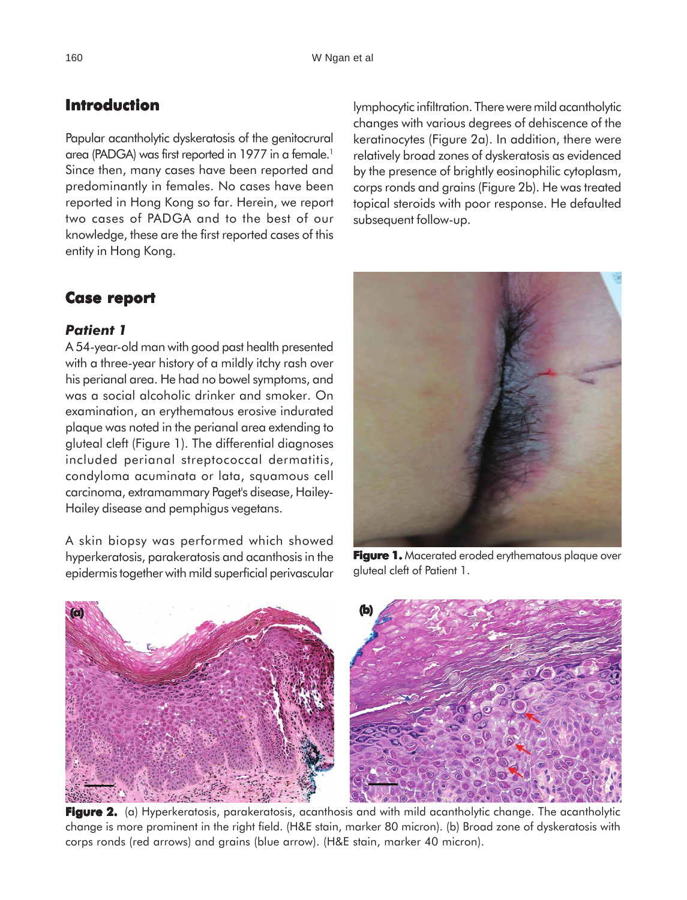## Introduction

Papular acantholytic dyskeratosis of the genitocrural area (PADGA) was first reported in 1977 in a female.[1] Since then, many cases have been reported and predominantly in females. No cases have been reported in Hong Kong so far. Herein, we report two cases of PADGA and to the best of our knowledge, these are the first reported cases of this entity in Hong Kong.

## Case report

### *Patient 1*

A 54-year-old man with good past health presented with a three-year history of a mildly itchy rash over his perianal area. He had no bowel symptoms, and was a social alcoholic drinker and smoker. On examination, an erythematous erosive indurated plaque was noted in the perianal area extending to gluteal cleft (Figure 1). The differential diagnoses included perianal streptococcal dermatitis, condyloma acuminata or lata, squamous cell carcinoma, extramammary Paget's disease, Hailey-Hailey disease and pemphigus vegetans.

A skin biopsy was performed which showed hyperkeratosis, parakeratosis and acanthosis in the epidermis together with mild superficial perivascular lymphocytic infiltration. There were mild acantholytic changes with various degrees of dehiscence of the keratinocytes (Figure 2a). In addition, there were relatively broad zones of dyskeratosis as evidenced by the presence of brightly eosinophilic cytoplasm, corps ronds and grains (Figure 2b). He was treated topical steroids with poor response. He defaulted subsequent follow-up.

**Figure 1.** Macerated eroded erythematous plaque over gluteal cleft of Patient 1.

**Figure 2.** (a) Hyperkeratosis, parakeratosis, acanthosis and with mild acantholytic change. The acantholytic change is more prominent in the right field. (H&E stain, marker 80 micron). (b) Broad zone of dyskeratosis with corps ronds (red arrows) and grains (blue arrow). (H&E stain, marker 40 micron).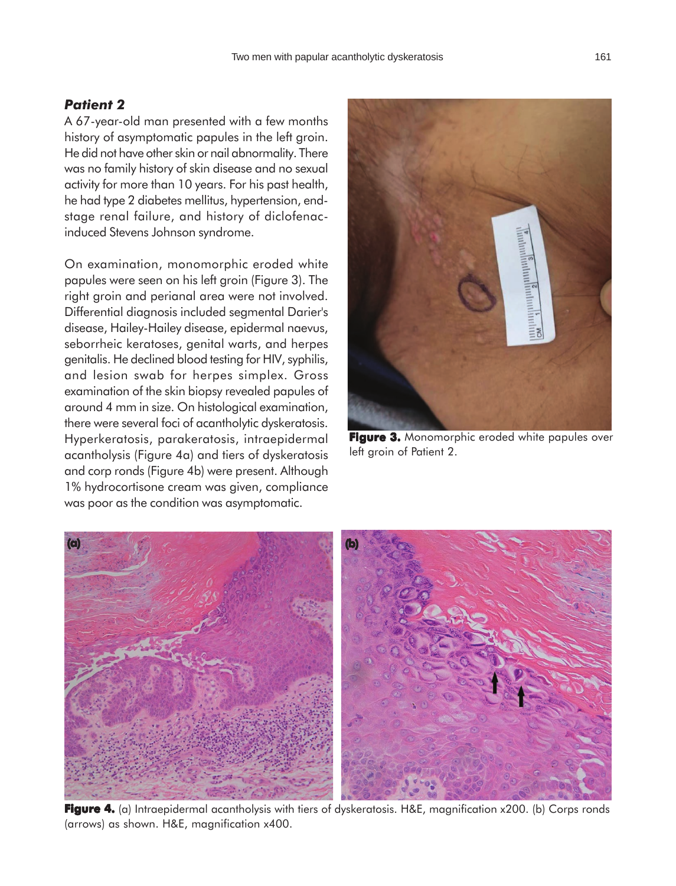### *Patient 2*

A 67-year-old man presented with a few months history of asymptomatic papules in the left groin. He did not have other skin or nail abnormality. There was no family history of skin disease and no sexual activity for more than 10 years. For his past health, he had type 2 diabetes mellitus, hypertension, end-stage renal failure, and history of diclofenac-induced Stevens Johnson syndrome.

On examination, monomorphic eroded white papules were seen on his left groin (Figure 3). The right groin and perianal area were not involved. Differential diagnosis included segmental Darier's disease, Hailey-Hailey disease, epidermal naevus, seborrheic keratoses, genital warts, and herpes genitalis. He declined blood testing for HIV, syphilis, and lesion swab for herpes simplex. Gross examination of the skin biopsy revealed papules of around 4 mm in size. On histological examination, there were several foci of acantholytic dyskeratosis. Hyperkeratosis, parakeratosis, intraepidermal acantholysis (Figure 4a) and tiers of dyskeratosis and corp ronds (Figure 4b) were present. Although 1% hydrocortisone cream was given, compliance was poor as the condition was asymptomatic.

**Figure 3.** Monomorphic eroded white papules over left groin of Patient 2.

**Figure 4.** (a) Intraepidermal acantholysis with tiers of dyskeratosis. H&E, magnification x200. (b) Corps ronds (arrows) as shown. H&E, magnification x400.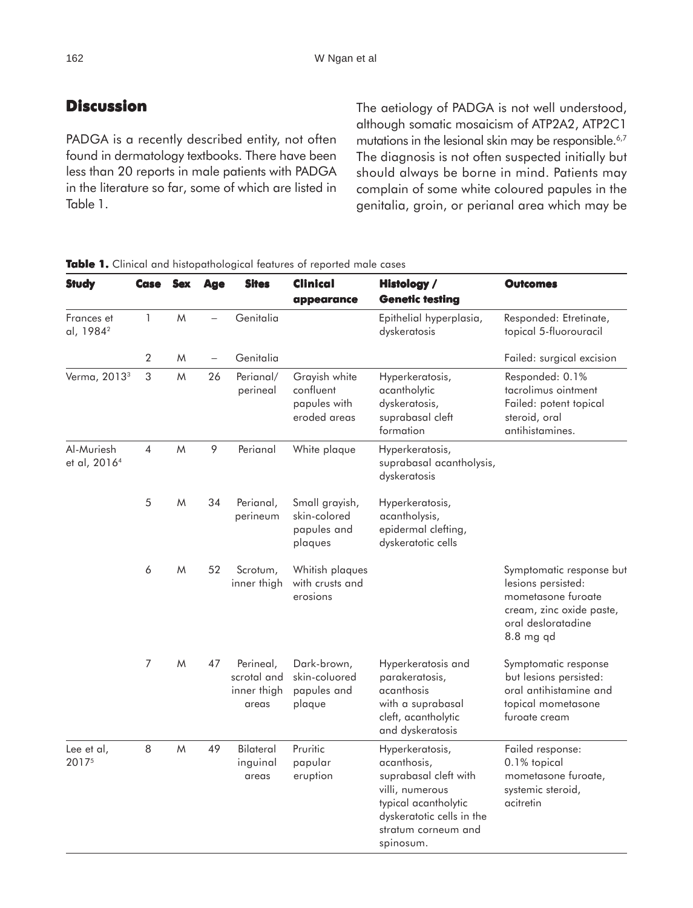## Discussion

PADGA is a recently described entity, not often found in dermatology textbooks. There have been less than 20 reports in male patients with PADGA in the literature so far, some of which are listed in Table 1.

The aetiology of PADGA is not well understood, although somatic mosaicism of ATP2A2, ATP2C1 mutations in the lesional skin may be responsible.[6,7] The diagnosis is not often suspected initially but should always be borne in mind. Patients may complain of some white coloured papules in the genitalia, groin, or perianal area which may be

**Table 1.** Clinical and histopathological features of reported male cases

| Study | Case | Sex | Age | Sites | Clinical appearance | Histology / Genetic testing | Outcomes |
|---|---|---|---|---|---|---|---|
| Frances et al, 1984[2] | 1 | M | – | Genitalia | | Epithelial hyperplasia, dyskeratosis | Responded: Etretinate, topical 5-fluorouracil |
| | 2 | M | – | Genitalia | | | Failed: surgical excision |
| Verma, 2013[3] | 3 | M | 26 | Perianal/ perineal | Grayish white confluent papules with eroded areas | Hyperkeratosis, acantholytic dyskeratosis, suprabasal cleft formation | Responded: 0.1% tacrolimus ointment Failed: potent topical steroid, oral antihistamines. |
| Al-Muriesh et al, 2016[4] | 4 | M | 9 | Perianal | White plaque | Hyperkeratosis, suprabasal acantholysis, dyskeratosis | |
| | 5 | M | 34 | Perianal, perineum | Small grayish, skin-colored papules and plaques | Hyperkeratosis, acantholysis, epidermal clefting, dyskeratotic cells | |
| | 6 | M | 52 | Scrotum, inner thigh | Whitish plaques with crusts and erosions | | Symptomatic response but lesions persisted: mometasone furoate cream, zinc oxide paste, oral desloratadine 8.8 mg qd |
| | 7 | M | 47 | Perineal, scrotal and inner thigh areas | Dark-brown, skin-coluored papules and plaque | Hyperkeratosis and parakeratosis, acanthosis with a suprabasal cleft, acantholytic and dyskeratosis | Symptomatic response but lesions persisted: oral antihistamine and topical mometasone furoate cream |
| Lee et al, 2017[5] | 8 | M | 49 | Bilateral inguinal areas | Pruritic papular eruption | Hyperkeratosis, acanthosis, suprabasal cleft with villi, numerous typical acantholytic dyskeratotic cells in the stratum corneum and spinosum. | Failed response: 0.1% topical mometasone furoate, systemic steroid, acitretin |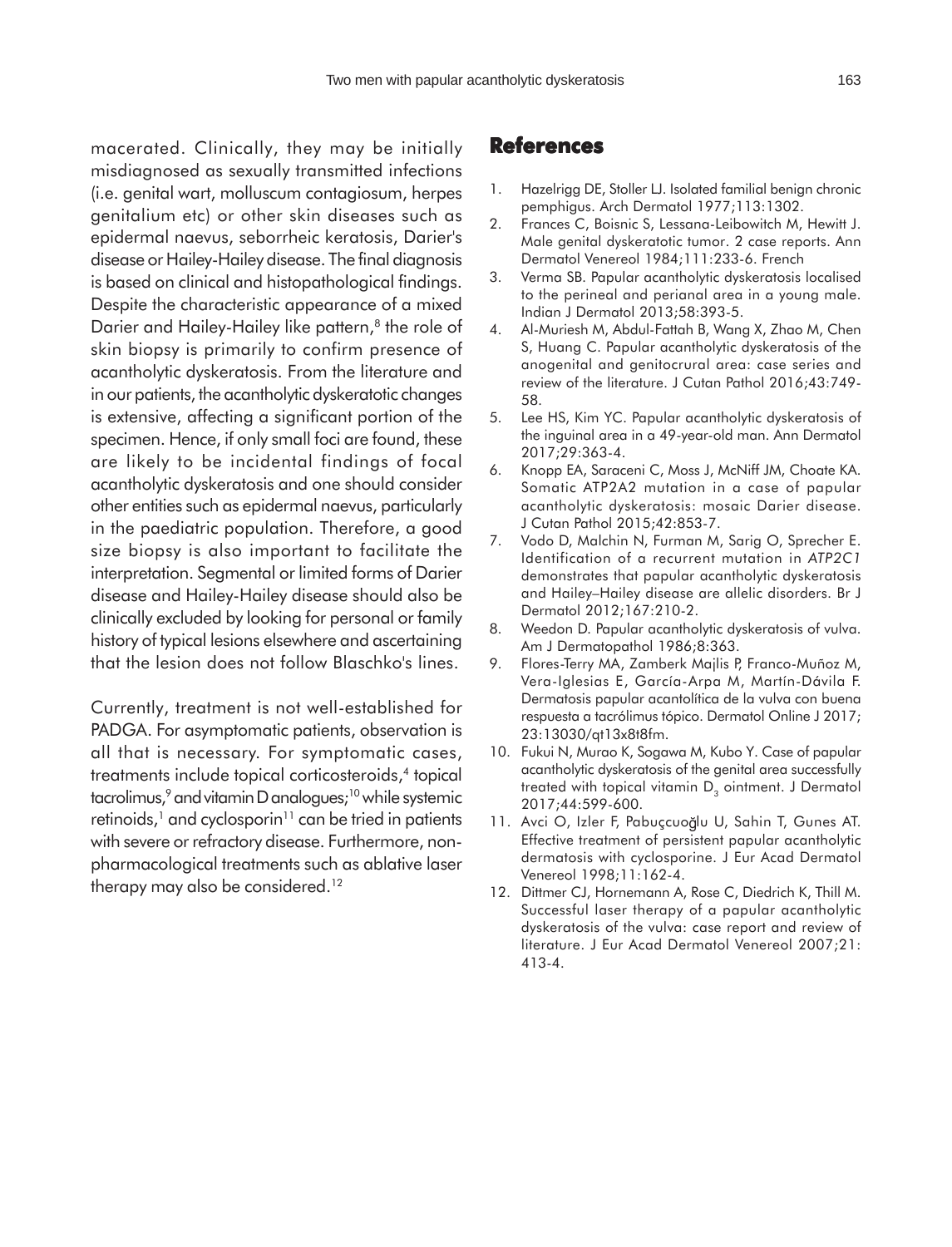macerated. Clinically, they may be initially misdiagnosed as sexually transmitted infections (i.e. genital wart, molluscum contagiosum, herpes genitalium etc) or other skin diseases such as epidermal naevus, seborrheic keratosis, Darier's disease or Hailey-Hailey disease. The final diagnosis is based on clinical and histopathological findings. Despite the characteristic appearance of a mixed Darier and Hailey-Hailey like pattern,[8] the role of skin biopsy is primarily to confirm presence of acantholytic dyskeratosis. From the literature and in our patients, the acantholytic dyskeratotic changes is extensive, affecting a significant portion of the specimen. Hence, if only small foci are found, these are likely to be incidental findings of focal acantholytic dyskeratosis and one should consider other entities such as epidermal naevus, particularly in the paediatric population. Therefore, a good size biopsy is also important to facilitate the interpretation. Segmental or limited forms of Darier disease and Hailey-Hailey disease should also be clinically excluded by looking for personal or family history of typical lesions elsewhere and ascertaining that the lesion does not follow Blaschko's lines.

Currently, treatment is not well-established for PADGA. For asymptomatic patients, observation is all that is necessary. For symptomatic cases, treatments include topical corticosteroids,[4] topical tacrolimus,[9] and vitamin D analogues;[10] while systemic retinoids,[1] and cyclosporin[11] can be tried in patients with severe or refractory disease. Furthermore, non-pharmacological treatments such as ablative laser therapy may also be considered.[12]

## References

1. Hazelrigg DE, Stoller LJ. Isolated familial benign chronic pemphigus. Arch Dermatol 1977;113:1302.
2. Frances C, Boisnic S, Lessana-Leibowitch M, Hewitt J. Male genital dyskeratotic tumor. 2 case reports. Ann Dermatol Venereol 1984;111:233-6. French
3. Verma SB. Papular acantholytic dyskeratosis localised to the perineal and perianal area in a young male. Indian J Dermatol 2013;58:393-5.
4. Al-Muriesh M, Abdul-Fattah B, Wang X, Zhao M, Chen S, Huang C. Papular acantholytic dyskeratosis of the anogenital and genitocrural area: case series and review of the literature. J Cutan Pathol 2016;43:749-58.
5. Lee HS, Kim YC. Papular acantholytic dyskeratosis of the inguinal area in a 49-year-old man. Ann Dermatol 2017;29:363-4.
6. Knopp EA, Saraceni C, Moss J, McNiff JM, Choate KA. Somatic ATP2A2 mutation in a case of papular acantholytic dyskeratosis: mosaic Darier disease. J Cutan Pathol 2015;42:853-7.
7. Vodo D, Malchin N, Furman M, Sarig O, Sprecher E. Identification of a recurrent mutation in *ATP2C1* demonstrates that papular acantholytic dyskeratosis and Hailey–Hailey disease are allelic disorders. Br J Dermatol 2012;167:210-2.
8. Weedon D. Papular acantholytic dyskeratosis of vulva. Am J Dermatopathol 1986;8:363.
9. Flores-Terry MA, Zamberk Majlis P, Franco-Muñoz M, Vera-Iglesias E, García-Arpa M, Martín-Dávila F. Dermatosis papular acantolítica de la vulva con buena respuesta a tacrólimus tópico. Dermatol Online J 2017; 23:13030/qt13x8t8fm.
10. Fukui N, Murao K, Sogawa M, Kubo Y. Case of papular acantholytic dyskeratosis of the genital area successfully treated with topical vitamin $D_3$ ointment. J Dermatol 2017;44:599-600.
11. Avci O, Izler F, Pabuçcuoğlu U, Sahin T, Gunes AT. Effective treatment of persistent papular acantholytic dermatosis with cyclosporine. J Eur Acad Dermatol Venereol 1998;11:162-4.
12. Dittmer CJ, Hornemann A, Rose C, Diedrich K, Thill M. Successful laser therapy of a papular acantholytic dyskeratosis of the vulva: case report and review of literature. J Eur Acad Dermatol Venereol 2007;21: 413-4.